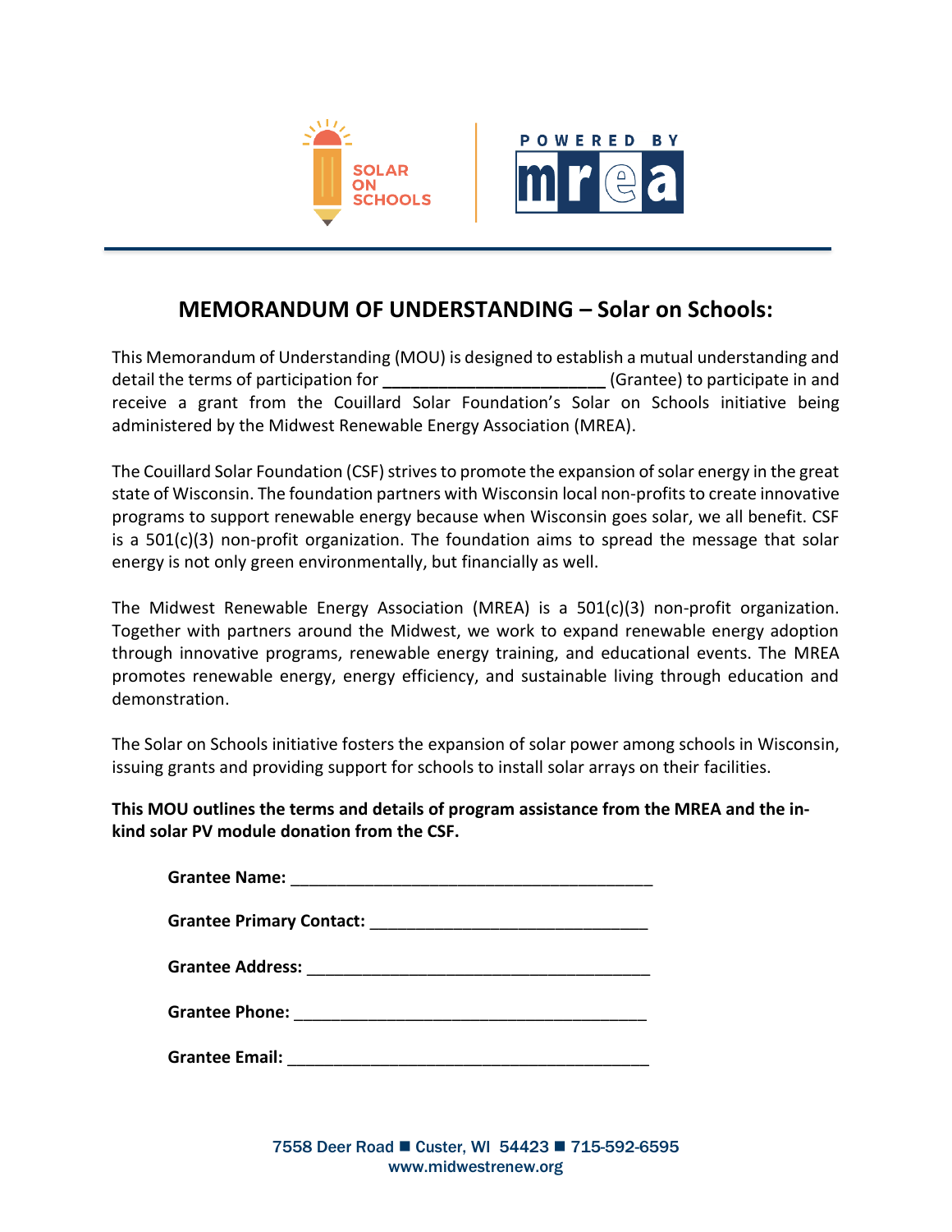SOLAR ON SCHOOLS

POWERED BY mrea

# MEMORANDUM OF UNDERSTANDING – Solar on Schools:

This Memorandum of Understanding (MOU) is designed to establish a mutual understanding and detail the terms of participation for **________________________** (Grantee) to participate in and receive a grant from the Couillard Solar Foundation's Solar on Schools initiative being administered by the Midwest Renewable Energy Association (MREA).

The Couillard Solar Foundation (CSF) strives to promote the expansion of solar energy in the great state of Wisconsin. The foundation partners with Wisconsin local non-profits to create innovative programs to support renewable energy because when Wisconsin goes solar, we all benefit. CSF is a 501(c)(3) non-profit organization. The foundation aims to spread the message that solar energy is not only green environmentally, but financially as well.

The Midwest Renewable Energy Association (MREA) is a 501(c)(3) non-profit organization. Together with partners around the Midwest, we work to expand renewable energy adoption through innovative programs, renewable energy training, and educational events. The MREA promotes renewable energy, energy efficiency, and sustainable living through education and demonstration.

The Solar on Schools initiative fosters the expansion of solar power among schools in Wisconsin, issuing grants and providing support for schools to install solar arrays on their facilities.

**This MOU outlines the terms and details of program assistance from the MREA and the in-kind solar PV module donation from the CSF.**

**Grantee Name:** ________________________________________

**Grantee Primary Contact:** ______________________________

**Grantee Address:** _____________________________________

**Grantee Phone:** ______________________________________

**Grantee Email:** _______________________________________

7558 Deer Road ■ Custer, WI 54423 ■ 715-592-6595
www.midwestrenew.org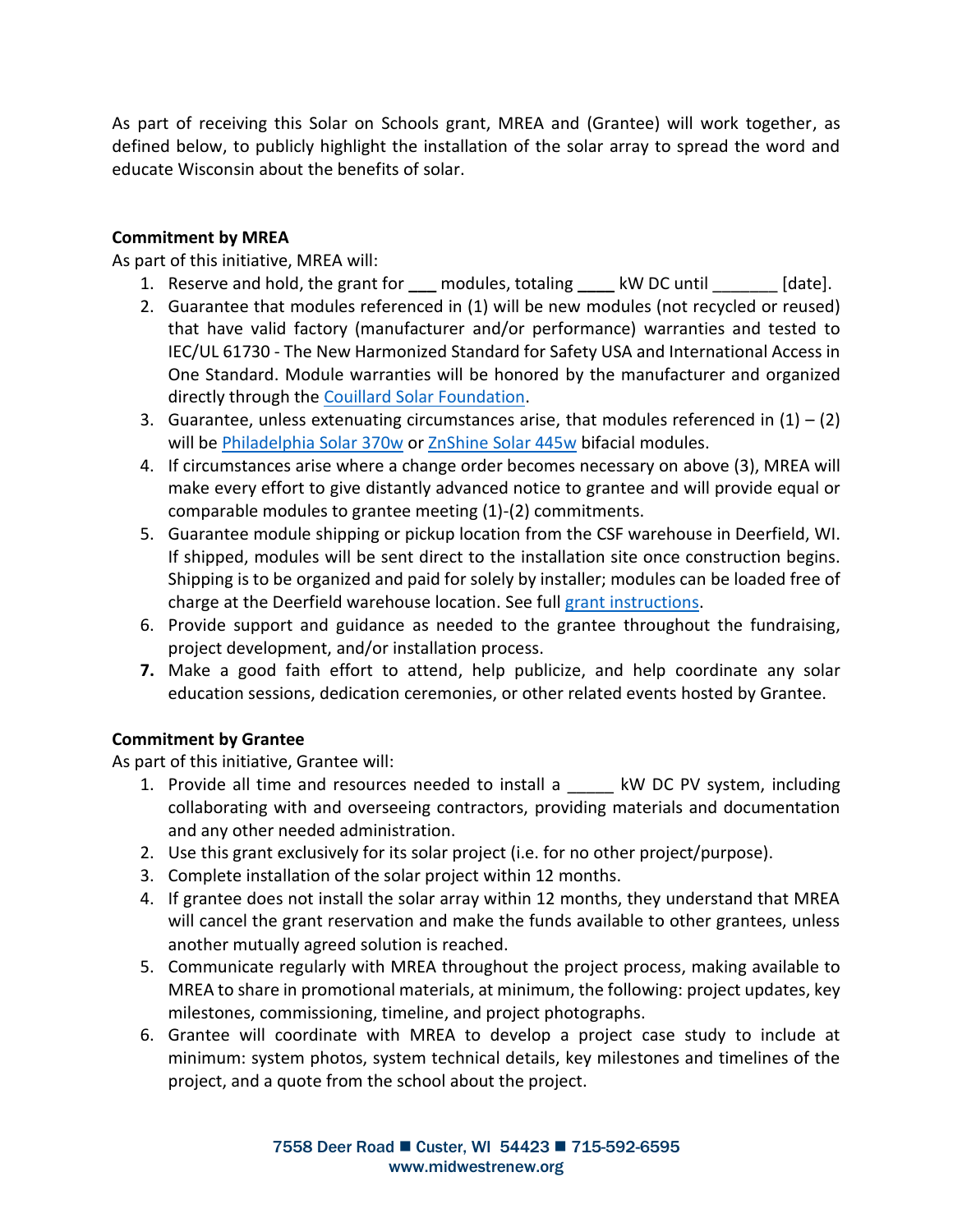As part of receiving this Solar on Schools grant, MREA and (Grantee) will work together, as defined below, to publicly highlight the installation of the solar array to spread the word and educate Wisconsin about the benefits of solar.

**Commitment by MREA**

As part of this initiative, MREA will:

1. Reserve and hold, the grant for ___ modules, totaling ____ kW DC until _______ [date].
2. Guarantee that modules referenced in (1) will be new modules (not recycled or reused) that have valid factory (manufacturer and/or performance) warranties and tested to IEC/UL 61730 - The New Harmonized Standard for Safety USA and International Access in One Standard. Module warranties will be honored by the manufacturer and organized directly through the Couillard Solar Foundation.
3. Guarantee, unless extenuating circumstances arise, that modules referenced in (1) – (2) will be Philadelphia Solar 370w or ZnShine Solar 445w bifacial modules.
4. If circumstances arise where a change order becomes necessary on above (3), MREA will make every effort to give distantly advanced notice to grantee and will provide equal or comparable modules to grantee meeting (1)-(2) commitments.
5. Guarantee module shipping or pickup location from the CSF warehouse in Deerfield, WI. If shipped, modules will be sent direct to the installation site once construction begins. Shipping is to be organized and paid for solely by installer; modules can be loaded free of charge at the Deerfield warehouse location. See full grant instructions.
6. Provide support and guidance as needed to the grantee throughout the fundraising, project development, and/or installation process.
7. Make a good faith effort to attend, help publicize, and help coordinate any solar education sessions, dedication ceremonies, or other related events hosted by Grantee.

**Commitment by Grantee**

As part of this initiative, Grantee will:

1. Provide all time and resources needed to install a _____ kW DC PV system, including collaborating with and overseeing contractors, providing materials and documentation and any other needed administration.
2. Use this grant exclusively for its solar project (i.e. for no other project/purpose).
3. Complete installation of the solar project within 12 months.
4. If grantee does not install the solar array within 12 months, they understand that MREA will cancel the grant reservation and make the funds available to other grantees, unless another mutually agreed solution is reached.
5. Communicate regularly with MREA throughout the project process, making available to MREA to share in promotional materials, at minimum, the following: project updates, key milestones, commissioning, timeline, and project photographs.
6. Grantee will coordinate with MREA to develop a project case study to include at minimum: system photos, system technical details, key milestones and timelines of the project, and a quote from the school about the project.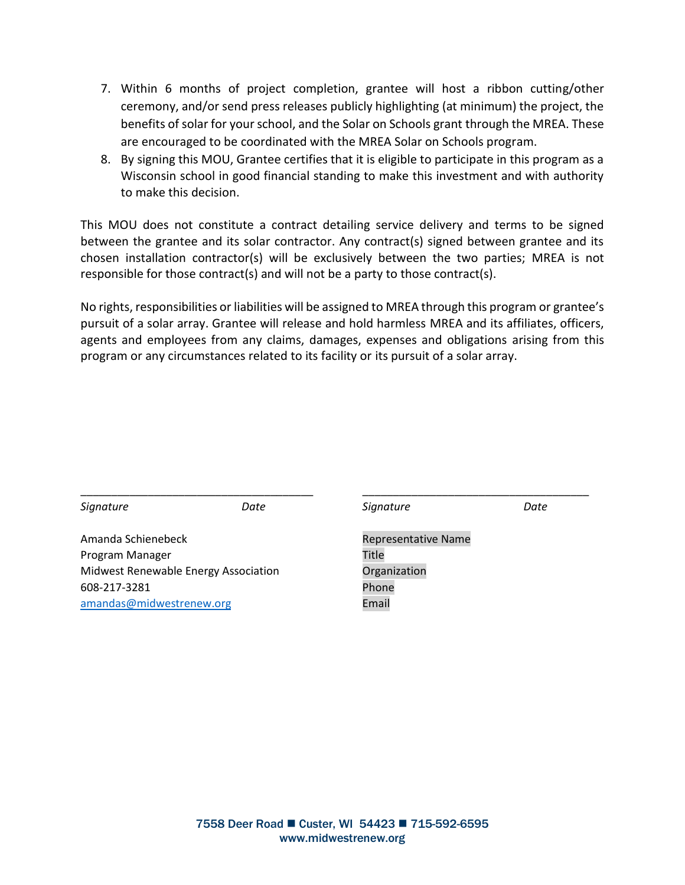7. Within 6 months of project completion, grantee will host a ribbon cutting/other ceremony, and/or send press releases publicly highlighting (at minimum) the project, the benefits of solar for your school, and the Solar on Schools grant through the MREA. These are encouraged to be coordinated with the MREA Solar on Schools program.
8. By signing this MOU, Grantee certifies that it is eligible to participate in this program as a Wisconsin school in good financial standing to make this investment and with authority to make this decision.

This MOU does not constitute a contract detailing service delivery and terms to be signed between the grantee and its solar contractor. Any contract(s) signed between grantee and its chosen installation contractor(s) will be exclusively between the two parties; MREA is not responsible for those contract(s) and will not be a party to those contract(s).

No rights, responsibilities or liabilities will be assigned to MREA through this program or grantee's pursuit of a solar array. Grantee will release and hold harmless MREA and its affiliates, officers, agents and employees from any claims, damages, expenses and obligations arising from this program or any circumstances related to its facility or its pursuit of a solar array.

______________________________________

*Signature* *Date*

Amanda Schienebeck
Program Manager
Midwest Renewable Energy Association
608-217-3281
amandas@midwestrenew.org

______________________________________

*Signature* *Date*

Representative Name
Title
Organization
Phone
Email

7558 Deer Road ■ Custer, WI 54423 ■ 715-592-6595
www.midwestrenew.org